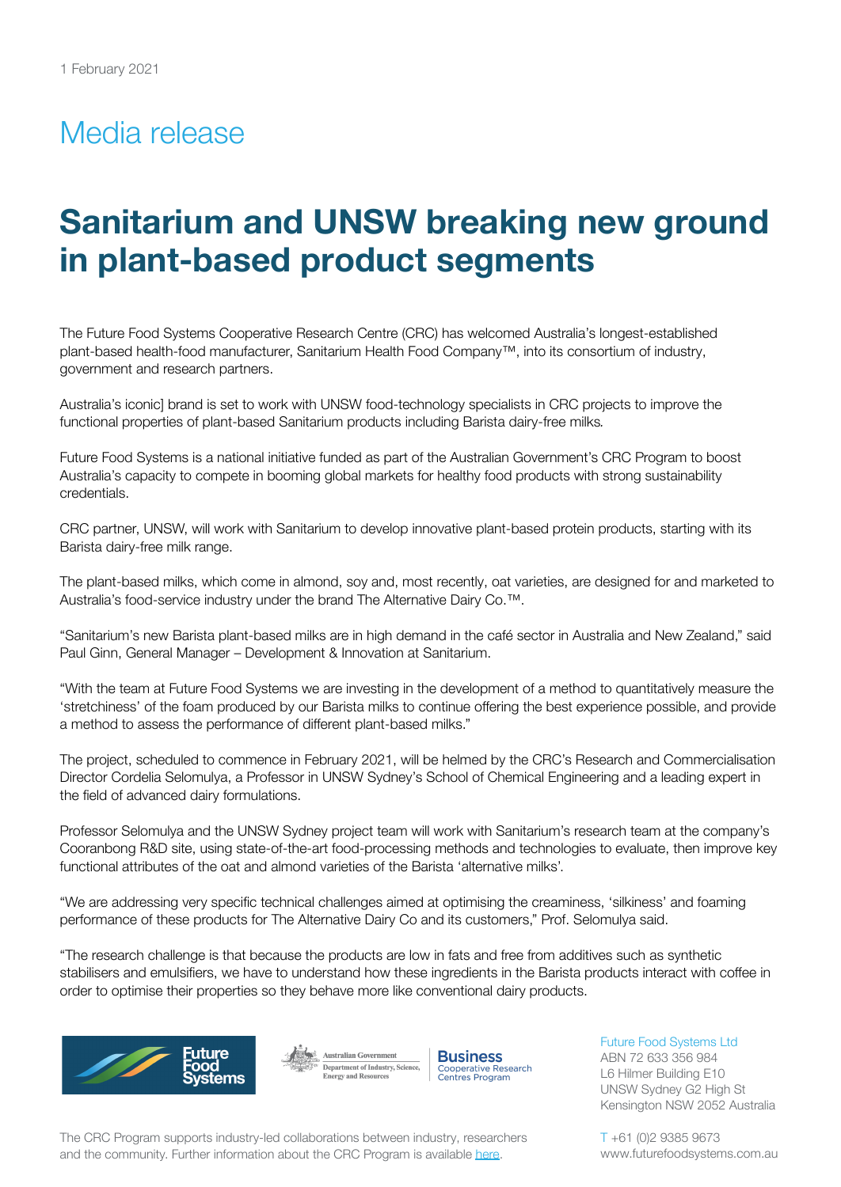1 February 2021

# Media release

# Sanitarium and UNSW breaking new ground in plant-based product segments

The Future Food Systems Cooperative Research Centre (CRC) has welcomed Australia's longest-established plant-based health-food manufacturer, Sanitarium Health Food Company™, into its consortium of industry, government and research partners.

Australia's iconic] brand is set to work with UNSW food-technology specialists in CRC projects to improve the functional properties of plant-based Sanitarium products including Barista dairy-free milks.

Future Food Systems is a national initiative funded as part of the Australian Government's CRC Program to boost Australia's capacity to compete in booming global markets for healthy food products with strong sustainability credentials.

CRC partner, UNSW, will work with Sanitarium to develop innovative plant-based protein products, starting with its Barista dairy-free milk range.

The plant-based milks, which come in almond, soy and, most recently, oat varieties, are designed for and marketed to Australia's food-service industry under the brand The Alternative Dairy Co.™.

"Sanitarium's new Barista plant-based milks are in high demand in the café sector in Australia and New Zealand," said Paul Ginn, General Manager – Development & Innovation at Sanitarium.

"With the team at Future Food Systems we are investing in the development of a method to quantitatively measure the 'stretchiness' of the foam produced by our Barista milks to continue offering the best experience possible, and provide a method to assess the performance of different plant-based milks."

The project, scheduled to commence in February 2021, will be helmed by the CRC's Research and Commercialisation Director Cordelia Selomulya, a Professor in UNSW Sydney's School of Chemical Engineering and a leading expert in the field of advanced dairy formulations.

Professor Selomulya and the UNSW Sydney project team will work with Sanitarium's research team at the company's Cooranbong R&D site, using state-of-the-art food-processing methods and technologies to evaluate, then improve key functional attributes of the oat and almond varieties of the Barista 'alternative milks'.

"We are addressing very specific technical challenges aimed at optimising the creaminess, 'silkiness' and foaming performance of these products for The Alternative Dairy Co and its customers," Prof. Selomulya said.

"The research challenge is that because the products are low in fats and free from additives such as synthetic stabilisers and emulsifiers, we have to understand how these ingredients in the Barista products interact with coffee in order to optimise their properties so they behave more like conventional dairy products.

Future Food Systems Ltd
ABN 72 633 356 984
L6 Hilmer Building E10
UNSW Sydney G2 High St
Kensington NSW 2052 Australia

T +61 (0)2 9385 9673
www.futurefoodsystems.com.au

The CRC Program supports industry-led collaborations between industry, researchers and the community. Further information about the CRC Program is available here.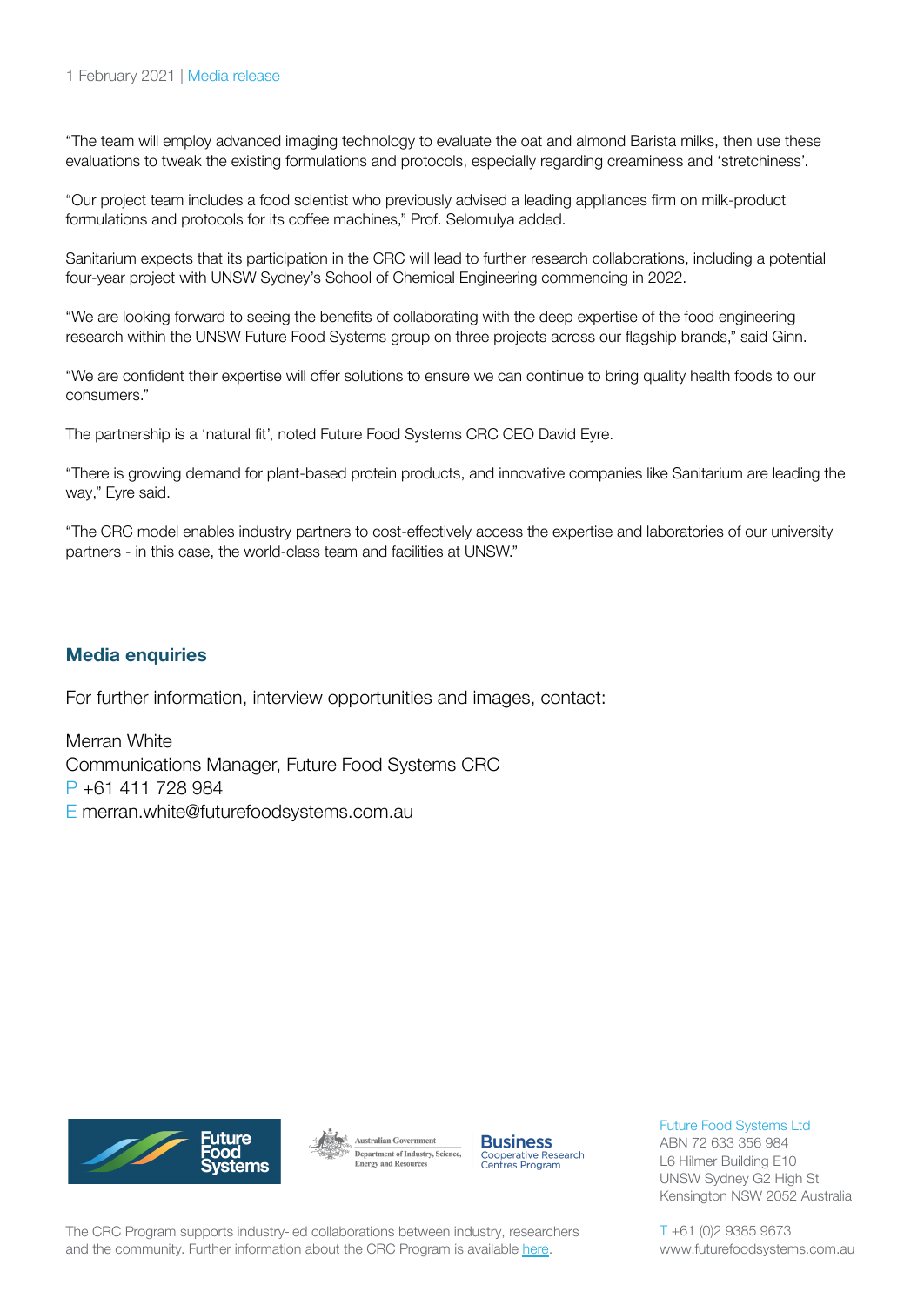"The team will employ advanced imaging technology to evaluate the oat and almond Barista milks, then use these evaluations to tweak the existing formulations and protocols, especially regarding creaminess and 'stretchiness'.

"Our project team includes a food scientist who previously advised a leading appliances firm on milk-product formulations and protocols for its coffee machines," Prof. Selomulya added.

Sanitarium expects that its participation in the CRC will lead to further research collaborations, including a potential four-year project with UNSW Sydney's School of Chemical Engineering commencing in 2022.

"We are looking forward to seeing the benefits of collaborating with the deep expertise of the food engineering research within the UNSW Future Food Systems group on three projects across our flagship brands," said Ginn.

"We are confident their expertise will offer solutions to ensure we can continue to bring quality health foods to our consumers."

The partnership is a 'natural fit', noted Future Food Systems CRC CEO David Eyre.

"There is growing demand for plant-based protein products, and innovative companies like Sanitarium are leading the way," Eyre said.

"The CRC model enables industry partners to cost-effectively access the expertise and laboratories of our university partners - in this case, the world-class team and facilities at UNSW."

## Media enquiries

For further information, interview opportunities and images, contact:

Merran White
Communications Manager, Future Food Systems CRC
P +61 411 728 984
E merran.white@futurefoodsystems.com.au

Future Food Systems Ltd
ABN 72 633 356 984
L6 Hilmer Building E10
UNSW Sydney G2 High St
Kensington NSW 2052 Australia

T +61 (0)2 9385 9673
www.futurefoodsystems.com.au

The CRC Program supports industry-led collaborations between industry, researchers and the community. Further information about the CRC Program is available here.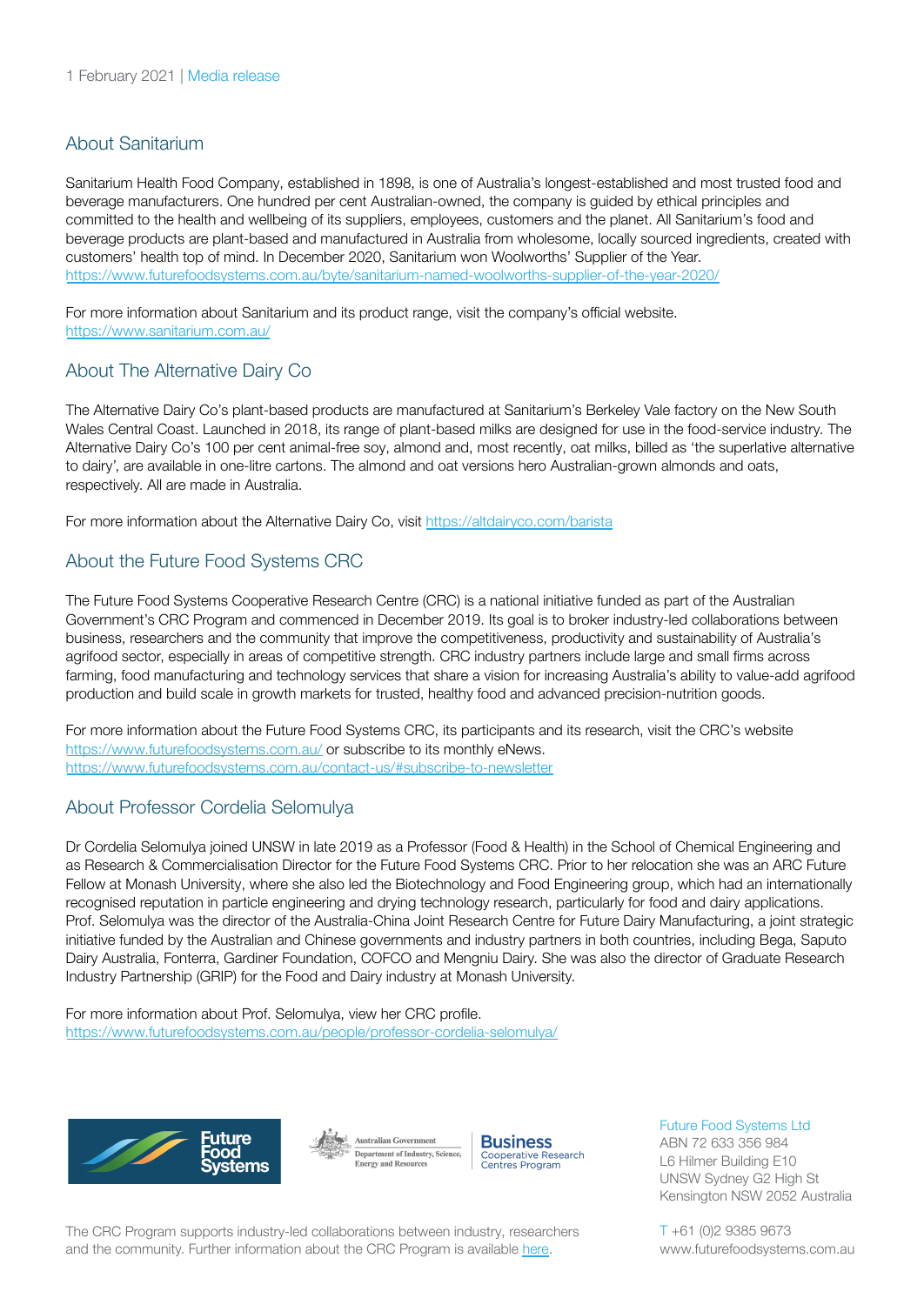1 February 2021 | Media release

## About Sanitarium

Sanitarium Health Food Company, established in 1898, is one of Australia's longest-established and most trusted food and beverage manufacturers. One hundred per cent Australian-owned, the company is guided by ethical principles and committed to the health and wellbeing of its suppliers, employees, customers and the planet. All Sanitarium's food and beverage products are plant-based and manufactured in Australia from wholesome, locally sourced ingredients, created with customers' health top of mind. In December 2020, Sanitarium won Woolworths' Supplier of the Year.
https://www.futurefoodsystems.com.au/byte/sanitarium-named-woolworths-supplier-of-the-year-2020/

For more information about Sanitarium and its product range, visit the company's official website.
https://www.sanitarium.com.au/

## About The Alternative Dairy Co

The Alternative Dairy Co's plant-based products are manufactured at Sanitarium's Berkeley Vale factory on the New South Wales Central Coast. Launched in 2018, its range of plant-based milks are designed for use in the food-service industry. The Alternative Dairy Co's 100 per cent animal-free soy, almond and, most recently, oat milks, billed as 'the superlative alternative to dairy', are available in one-litre cartons. The almond and oat versions hero Australian-grown almonds and oats, respectively. All are made in Australia.

For more information about the Alternative Dairy Co, visit https://altdairyco.com/barista

## About the Future Food Systems CRC

The Future Food Systems Cooperative Research Centre (CRC) is a national initiative funded as part of the Australian Government's CRC Program and commenced in December 2019. Its goal is to broker industry-led collaborations between business, researchers and the community that improve the competitiveness, productivity and sustainability of Australia's agrifood sector, especially in areas of competitive strength. CRC industry partners include large and small firms across farming, food manufacturing and technology services that share a vision for increasing Australia's ability to value-add agrifood production and build scale in growth markets for trusted, healthy food and advanced precision-nutrition goods.

For more information about the Future Food Systems CRC, its participants and its research, visit the CRC's website https://www.futurefoodsystems.com.au/ or subscribe to its monthly eNews.
https://www.futurefoodsystems.com.au/contact-us/#subscribe-to-newsletter

## About Professor Cordelia Selomulya

Dr Cordelia Selomulya joined UNSW in late 2019 as a Professor (Food & Health) in the School of Chemical Engineering and as Research & Commercialisation Director for the Future Food Systems CRC. Prior to her relocation she was an ARC Future Fellow at Monash University, where she also led the Biotechnology and Food Engineering group, which had an internationally recognised reputation in particle engineering and drying technology research, particularly for food and dairy applications. Prof. Selomulya was the director of the Australia-China Joint Research Centre for Future Dairy Manufacturing, a joint strategic initiative funded by the Australian and Chinese governments and industry partners in both countries, including Bega, Saputo Dairy Australia, Fonterra, Gardiner Foundation, COFCO and Mengniu Dairy. She was also the director of Graduate Research Industry Partnership (GRIP) for the Food and Dairy industry at Monash University.

For more information about Prof. Selomulya, view her CRC profile.
https://www.futurefoodsystems.com.au/people/professor-cordelia-selomulya/

Future Food Systems

Australian Government
Department of Industry, Science, Energy and Resources

Business
Cooperative Research Centres Program

Future Food Systems Ltd
ABN 72 633 356 984
L6 Hilmer Building E10
UNSW Sydney G2 High St
Kensington NSW 2052 Australia

T +61 (0)2 9385 9673
www.futurefoodsystems.com.au

The CRC Program supports industry-led collaborations between industry, researchers and the community. Further information about the CRC Program is available here.